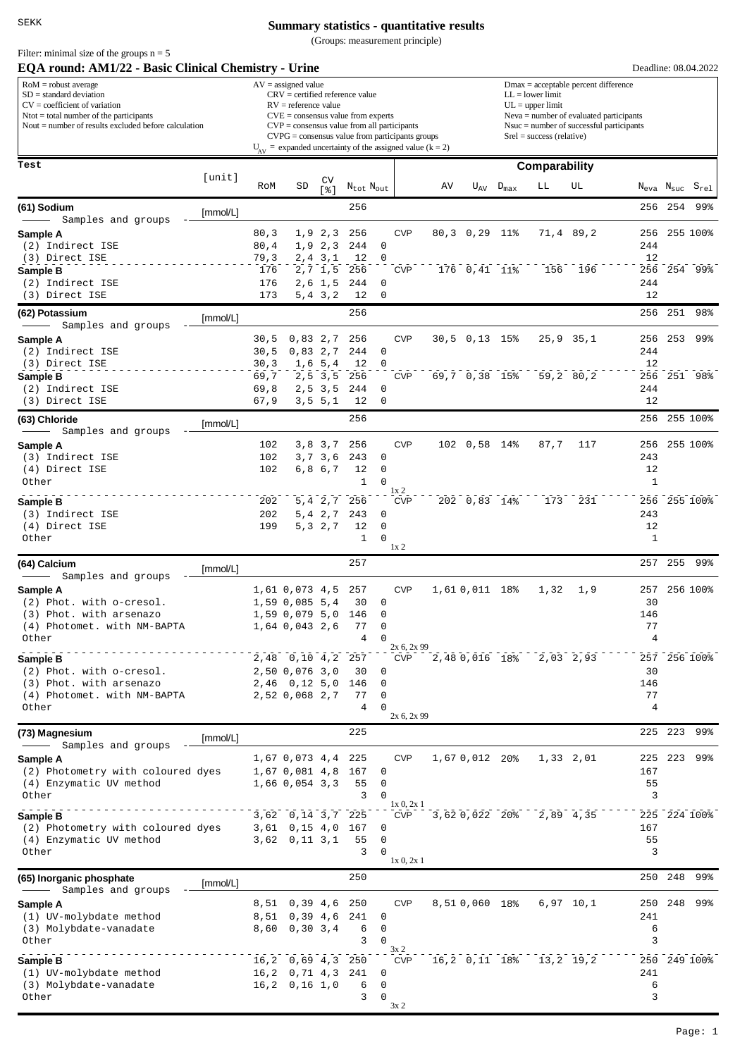SEKK

# Summary statistics - quantitative results

(Groups: measurement principle)

Filter: minimal size of the groups n = 5

## EQA round: AM1/22 - Basic Clinical Chemistry - Urine

Deadline: 08.04.2022

RoM = robust average
SD = standard deviation
CV = coefficient of variation
Ntot = total number of the participants
Nout = number of results excluded before calculation

AV = assigned value
CRV = certified reference value
RV = reference value
CVE = consensus value from experts
CVP = consensus value from all participants
CVPG = consensus value from participants groups
$U_{AV}$ = expanded uncertainty of the assigned value (k = 2)

Dmax = acceptable percent difference
LL = lower limit
UL = upper limit
Neva = number of evaluated participants
Nsuc = number of successful participants
Srel = success (relative)

| Test | [unit] | RoM | SD | CV [%] | $N_{tot}$ | $N_{out}$ | | AV | $U_{AV}$ | $D_{max}$ | LL | UL | $N_{eva}$ | $N_{suc}$ | $S_{rel}$ |
|---|---|---|---|---|---|---|---|---|---|---|---|---|---|---|---|
| **(61) Sodium** — Samples and groups | [mmol/L] | | | | 256 | | | | | | | | 256 | 254 | 99% |
| **Sample A** | | 80,3 | 1,9 | 2,3 | 256 | | CVP | 80,3 | 0,29 | 11% | 71,4 | 89,2 | 256 | 255 | 100% |
| (2) Indirect ISE | | 80,4 | 1,9 | 2,3 | 244 | 0 | | | | | | | 244 | | |
| (3) Direct ISE | | 79,3 | 2,4 | 3,1 | 12 | 0 | | | | | | | 12 | | |
| **Sample B** | | 176 | 2,7 | 1,5 | 256 | | CVP | 176 | 0,41 | 11% | 156 | 196 | 256 | 254 | 99% |
| (2) Indirect ISE | | 176 | 2,6 | 1,5 | 244 | 0 | | | | | | | 244 | | |
| (3) Direct ISE | | 173 | 5,4 | 3,2 | 12 | 0 | | | | | | | 12 | | |
| **(62) Potassium** — Samples and groups | [mmol/L] | | | | 256 | | | | | | | | 256 | 251 | 98% |
| **Sample A** | | 30,5 | 0,83 | 2,7 | 256 | | CVP | 30,5 | 0,13 | 15% | 25,9 | 35,1 | 256 | 253 | 99% |
| (2) Indirect ISE | | 30,5 | 0,83 | 2,7 | 244 | 0 | | | | | | | 244 | | |
| (3) Direct ISE | | 30,3 | 1,6 | 5,4 | 12 | 0 | | | | | | | 12 | | |
| **Sample B** | | 69,7 | 2,5 | 3,5 | 256 | | CVP | 69,7 | 0,38 | 15% | 59,2 | 80,2 | 256 | 251 | 98% |
| (2) Indirect ISE | | 69,8 | 2,5 | 3,5 | 244 | 0 | | | | | | | 244 | | |
| (3) Direct ISE | | 67,9 | 3,5 | 5,1 | 12 | 0 | | | | | | | 12 | | |
| **(63) Chloride** — Samples and groups | [mmol/L] | | | | 256 | | | | | | | | 256 | 255 | 100% |
| **Sample A** | | 102 | 3,8 | 3,7 | 256 | | CVP | 102 | 0,58 | 14% | 87,7 | 117 | 256 | 255 | 100% |
| (3) Indirect ISE | | 102 | 3,7 | 3,6 | 243 | 0 | | | | | | | 243 | | |
| (4) Direct ISE | | 102 | 6,8 | 6,7 | 12 | 0 | | | | | | | 12 | | |
| Other | | | | | 1 | 0 | 1x 2 | | | | | | 1 | | |
| **Sample B** | | 202 | 5,4 | 2,7 | 256 | | CVP | 202 | 0,83 | 14% | 173 | 231 | 256 | 255 | 100% |
| (3) Indirect ISE | | 202 | 5,4 | 2,7 | 243 | 0 | | | | | | | 243 | | |
| (4) Direct ISE | | 199 | 5,3 | 2,7 | 12 | 0 | | | | | | | 12 | | |
| Other | | | | | 1 | 0 | 1x 2 | | | | | | 1 | | |
| **(64) Calcium** — Samples and groups | [mmol/L] | | | | 257 | | | | | | | | 257 | 255 | 99% |
| **Sample A** | | 1,61 | 0,073 | 4,5 | 257 | | CVP | 1,61 | 0,011 | 18% | 1,32 | 1,9 | 257 | 256 | 100% |
| (2) Phot. with o-cresol. | | 1,59 | 0,085 | 5,4 | 30 | 0 | | | | | | | 30 | | |
| (3) Phot. with arsenazo | | 1,59 | 0,079 | 5,0 | 146 | 0 | | | | | | | 146 | | |
| (4) Photomet. with NM-BAPTA | | 1,64 | 0,043 | 2,6 | 77 | 0 | | | | | | | 77 | | |
| Other | | | | | 4 | 0 | 2x 6, 2x 99 | | | | | | 4 | | |
| **Sample B** | | 2,48 | 0,10 | 4,2 | 257 | | CVP | 2,48 | 0,016 | 18% | 2,03 | 2,93 | 257 | 256 | 100% |
| (2) Phot. with o-cresol. | | 2,50 | 0,076 | 3,0 | 30 | 0 | | | | | | | 30 | | |
| (3) Phot. with arsenazo | | 2,46 | 0,12 | 5,0 | 146 | 0 | | | | | | | 146 | | |
| (4) Photomet. with NM-BAPTA | | 2,52 | 0,068 | 2,7 | 77 | 0 | | | | | | | 77 | | |
| Other | | | | | 4 | 0 | 2x 6, 2x 99 | | | | | | 4 | | |
| **(73) Magnesium** — Samples and groups | [mmol/L] | | | | 225 | | | | | | | | 225 | 223 | 99% |
| **Sample A** | | 1,67 | 0,073 | 4,4 | 225 | | CVP | 1,67 | 0,012 | 20% | 1,33 | 2,01 | 225 | 223 | 99% |
| (2) Photometry with coloured dyes | | 1,67 | 0,081 | 4,8 | 167 | 0 | | | | | | | 167 | | |
| (4) Enzymatic UV method | | 1,66 | 0,054 | 3,3 | 55 | 0 | | | | | | | 55 | | |
| Other | | | | | 3 | 0 | 1x 0, 2x 1 | | | | | | 3 | | |
| **Sample B** | | 3,62 | 0,14 | 3,7 | 225 | | CVP | 3,62 | 0,022 | 20% | 2,89 | 4,35 | 225 | 224 | 100% |
| (2) Photometry with coloured dyes | | 3,61 | 0,15 | 4,0 | 167 | 0 | | | | | | | 167 | | |
| (4) Enzymatic UV method | | 3,62 | 0,11 | 3,1 | 55 | 0 | | | | | | | 55 | | |
| Other | | | | | 3 | 0 | 1x 0, 2x 1 | | | | | | 3 | | |
| **(65) Inorganic phosphate** — Samples and groups | [mmol/L] | | | | 250 | | | | | | | | 250 | 248 | 99% |
| **Sample A** | | 8,51 | 0,39 | 4,6 | 250 | | CVP | 8,51 | 0,060 | 18% | 6,97 | 10,1 | 250 | 248 | 99% |
| (1) UV-molybdate method | | 8,51 | 0,39 | 4,6 | 241 | 0 | | | | | | | 241 | | |
| (3) Molybdate-vanadate | | 8,60 | 0,30 | 3,4 | 6 | 0 | | | | | | | 6 | | |
| Other | | | | | 3 | 0 | 3x 2 | | | | | | 3 | | |
| **Sample B** | | 16,2 | 0,69 | 4,3 | 250 | | CVP | 16,2 | 0,11 | 18% | 13,2 | 19,2 | 250 | 249 | 100% |
| (1) UV-molybdate method | | 16,2 | 0,71 | 4,3 | 241 | 0 | | | | | | | 241 | | |
| (3) Molybdate-vanadate | | 16,2 | 0,16 | 1,0 | 6 | 0 | | | | | | | 6 | | |
| Other | | | | | 3 | 0 | 3x 2 | | | | | | 3 | | |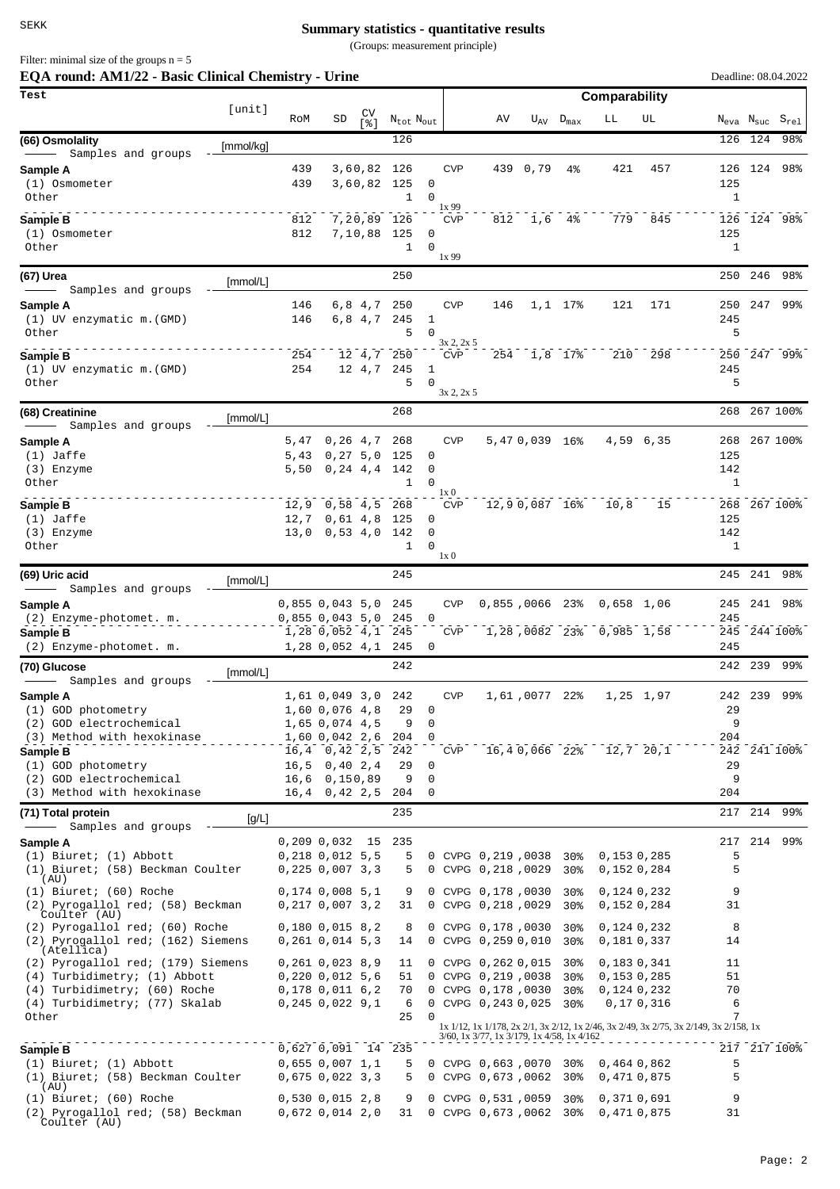# Summary statistics - quantitative results

(Groups: measurement principle)

Filter: minimal size of the groups n = 5

## EQA round: AM1/22 - Basic Clinical Chemistry - Urine

Deadline: 08.04.2022

| Test | [unit] | RoM | SD | CV [%] | $N_{tot}$ | $N_{out}$ | | AV | $U_{AV}$ | $D_{max}$ | LL | UL | $N_{eva}$ | $N_{suc}$ | $S_{rel}$ |
|---|---|---|---|---|---|---|---|---|---|---|---|---|---|---|---|
| | | | | | | | | | | Comparability | | | | | |
| **(66) Osmolality** | [mmol/kg] | | | | 126 | | | | | | | | 126 | 124 | 98% |
| Samples and groups | | | | | | | | | | | | | | | |
| **Sample A** | | 439 | 3,60 | 82 | 126 | | CVP | 439 | 0,79 | 4% | 421 | 457 | 126 | 124 | 98% |
| (1) Osmometer | | 439 | 3,60 | 82 | 125 | 0 | | | | | | | 125 | | |
| Other | | | | | 1 | 0 | 1x 99 | | | | | | 1 | | |
| **Sample B** | | 812 | 7,20 | 89 | 126 | | CVP | 812 | 1,6 | 4% | 779 | 845 | 126 | 124 | 98% |
| (1) Osmometer | | 812 | 7,10 | 88 | 125 | 0 | | | | | | | 125 | | |
| Other | | | | | 1 | 0 | 1x 99 | | | | | | 1 | | |
| **(67) Urea** | [mmol/L] | | | | 250 | | | | | | | | 250 | 246 | 98% |
| Samples and groups | | | | | | | | | | | | | | | |
| **Sample A** | | 146 | 6,8 | 4,7 | 250 | | CVP | 146 | 1,1 | 17% | 121 | 171 | 250 | 247 | 99% |
| (1) UV enzymatic m.(GMD) | | 146 | 6,8 | 4,7 | 245 | 1 | | | | | | | 245 | | |
| Other | | | | | 5 | 0 | 3x 2, 2x 5 | | | | | | 5 | | |
| **Sample B** | | 254 | 12 | 4,7 | 250 | | CVP | 254 | 1,8 | 17% | 210 | 298 | 250 | 247 | 99% |
| (1) UV enzymatic m.(GMD) | | 254 | 12 | 4,7 | 245 | 1 | | | | | | | 245 | | |
| Other | | | | | 5 | 0 | 3x 2, 2x 5 | | | | | | 5 | | |
| **(68) Creatinine** | [mmol/L] | | | | 268 | | | | | | | | 268 | 267 | 100% |
| Samples and groups | | | | | | | | | | | | | | | |
| **Sample A** | | 5,47 | 0,26 | 4,7 | 268 | | CVP | 5,47 | 0,039 | 16% | 4,59 | 6,35 | 268 | 267 | 100% |
| (1) Jaffe | | 5,43 | 0,27 | 5,0 | 125 | 0 | | | | | | | 125 | | |
| (3) Enzyme | | 5,50 | 0,24 | 4,4 | 142 | 0 | | | | | | | 142 | | |
| Other | | | | | 1 | 0 | 1x 0 | | | | | | 1 | | |
| **Sample B** | | 12,9 | 0,58 | 4,5 | 268 | | CVP | 12,9 | 0,087 | 16% | 10,8 | 15 | 268 | 267 | 100% |
| (1) Jaffe | | 12,7 | 0,61 | 4,8 | 125 | 0 | | | | | | | 125 | | |
| (3) Enzyme | | 13,0 | 0,53 | 4,0 | 142 | 0 | | | | | | | 142 | | |
| Other | | | | | 1 | 0 | 1x 0 | | | | | | 1 | | |
| **(69) Uric acid** | [mmol/L] | | | | 245 | | | | | | | | 245 | 241 | 98% |
| Samples and groups | | | | | | | | | | | | | | | |
| **Sample A** | | 0,855 | 0,043 | 5,0 | 245 | | CVP | 0,855 | ,0066 | 23% | 0,658 | 1,06 | 245 | 241 | 98% |
| (2) Enzyme-photomet. m. | | 0,855 | 0,043 | 5,0 | 245 | 0 | | | | | | | 245 | | |
| **Sample B** | | 1,28 | 0,052 | 4,1 | 245 | | CVP | 1,28 | ,0082 | 23% | 0,985 | 1,58 | 245 | 244 | 100% |
| (2) Enzyme-photomet. m. | | 1,28 | 0,052 | 4,1 | 245 | 0 | | | | | | | 245 | | |
| **(70) Glucose** | [mmol/L] | | | | 242 | | | | | | | | 242 | 239 | 99% |
| Samples and groups | | | | | | | | | | | | | | | |
| **Sample A** | | 1,61 | 0,049 | 3,0 | 242 | | CVP | 1,61 | ,0077 | 22% | 1,25 | 1,97 | 242 | 239 | 99% |
| (1) GOD photometry | | 1,60 | 0,076 | 4,8 | 29 | 0 | | | | | | | 29 | | |
| (2) GOD electrochemical | | 1,65 | 0,074 | 4,5 | 9 | 0 | | | | | | | 9 | | |
| (3) Method with hexokinase | | 1,60 | 0,042 | 2,6 | 204 | 0 | | | | | | | 204 | | |
| **Sample B** | | 16,4 | 0,42 | 2,5 | 242 | | CVP | 16,4 | 0,066 | 22% | 12,7 | 20,1 | 242 | 241 | 100% |
| (1) GOD photometry | | 16,5 | 0,40 | 2,4 | 29 | 0 | | | | | | | 29 | | |
| (2) GOD electrochemical | | 16,6 | 0,15 | 0,89 | 9 | 0 | | | | | | | 9 | | |
| (3) Method with hexokinase | | 16,4 | 0,42 | 2,5 | 204 | 0 | | | | | | | 204 | | |
| **(71) Total protein** | [g/L] | | | | 235 | | | | | | | | 217 | 214 | 99% |
| Samples and groups | | | | | | | | | | | | | | | |
| **Sample A** | | 0,209 | 0,032 | 15 | 235 | | | | | | | | 217 | 214 | 99% |
| (1) Biuret; (1) Abbott | | 0,218 | 0,012 | 5,5 | 5 | 0 | CVPG | 0,219 | ,0038 | 30% | 0,153 | 0,285 | 5 | | |
| (1) Biuret; (58) Beckman Coulter (AU) | | 0,225 | 0,007 | 3,3 | 5 | 0 | CVPG | 0,218 | ,0029 | 30% | 0,152 | 0,284 | 5 | | |
| (1) Biuret; (60) Roche | | 0,174 | 0,008 | 5,1 | 9 | 0 | CVPG | 0,178 | ,0030 | 30% | 0,124 | 0,232 | 9 | | |
| (2) Pyrogallol red; (58) Beckman Coulter (AU) | | 0,217 | 0,007 | 3,2 | 31 | 0 | CVPG | 0,218 | ,0029 | 30% | 0,152 | 0,284 | 31 | | |
| (2) Pyrogallol red; (60) Roche | | 0,180 | 0,015 | 8,2 | 8 | 0 | CVPG | 0,178 | ,0030 | 30% | 0,124 | 0,232 | 8 | | |
| (2) Pyrogallol red; (162) Siemens (Atellica) | | 0,261 | 0,014 | 5,3 | 14 | 0 | CVPG | 0,259 | 0,010 | 30% | 0,181 | 0,337 | 14 | | |
| (2) Pyrogallol red; (179) Siemens | | 0,261 | 0,023 | 8,9 | 11 | 0 | CVPG | 0,262 | 0,015 | 30% | 0,183 | 0,341 | 11 | | |
| (4) Turbidimetry; (1) Abbott | | 0,220 | 0,012 | 5,6 | 51 | 0 | CVPG | 0,219 | ,0038 | 30% | 0,153 | 0,285 | 51 | | |
| (4) Turbidimetry; (60) Roche | | 0,178 | 0,011 | 6,2 | 70 | 0 | CVPG | 0,178 | ,0030 | 30% | 0,124 | 0,232 | 70 | | |
| (4) Turbidimetry; (77) Skalab | | 0,245 | 0,022 | 9,1 | 6 | 0 | CVPG | 0,243 | 0,025 | 30% | 0,17 | 0,316 | 6 | | |
| Other | | | | | 25 | 0 | 1x 1/12, 1x 1/178, 2x 2/1, 3x 2/12, 1x 2/46, 3x 2/49, 3x 2/75, 3x 2/149, 3x 2/158, 1x 3/60, 1x 3/77, 1x 3/179, 1x 4/58, 1x 4/162 | | | | | | 7 | | |
| **Sample B** | | 0,627 | 0,091 | 14 | 235 | | | | | | | | 217 | 217 | 100% |
| (1) Biuret; (1) Abbott | | 0,655 | 0,007 | 1,1 | 5 | 0 | CVPG | 0,663 | ,0070 | 30% | 0,464 | 0,862 | 5 | | |
| (1) Biuret; (58) Beckman Coulter (AU) | | 0,675 | 0,022 | 3,3 | 5 | 0 | CVPG | 0,673 | ,0062 | 30% | 0,471 | 0,875 | 5 | | |
| (1) Biuret; (60) Roche | | 0,530 | 0,015 | 2,8 | 9 | 0 | CVPG | 0,531 | ,0059 | 30% | 0,371 | 0,691 | 9 | | |
| (2) Pyrogallol red; (58) Beckman Coulter (AU) | | 0,672 | 0,014 | 2,0 | 31 | 0 | CVPG | 0,673 | ,0062 | 30% | 0,471 | 0,875 | 31 | | |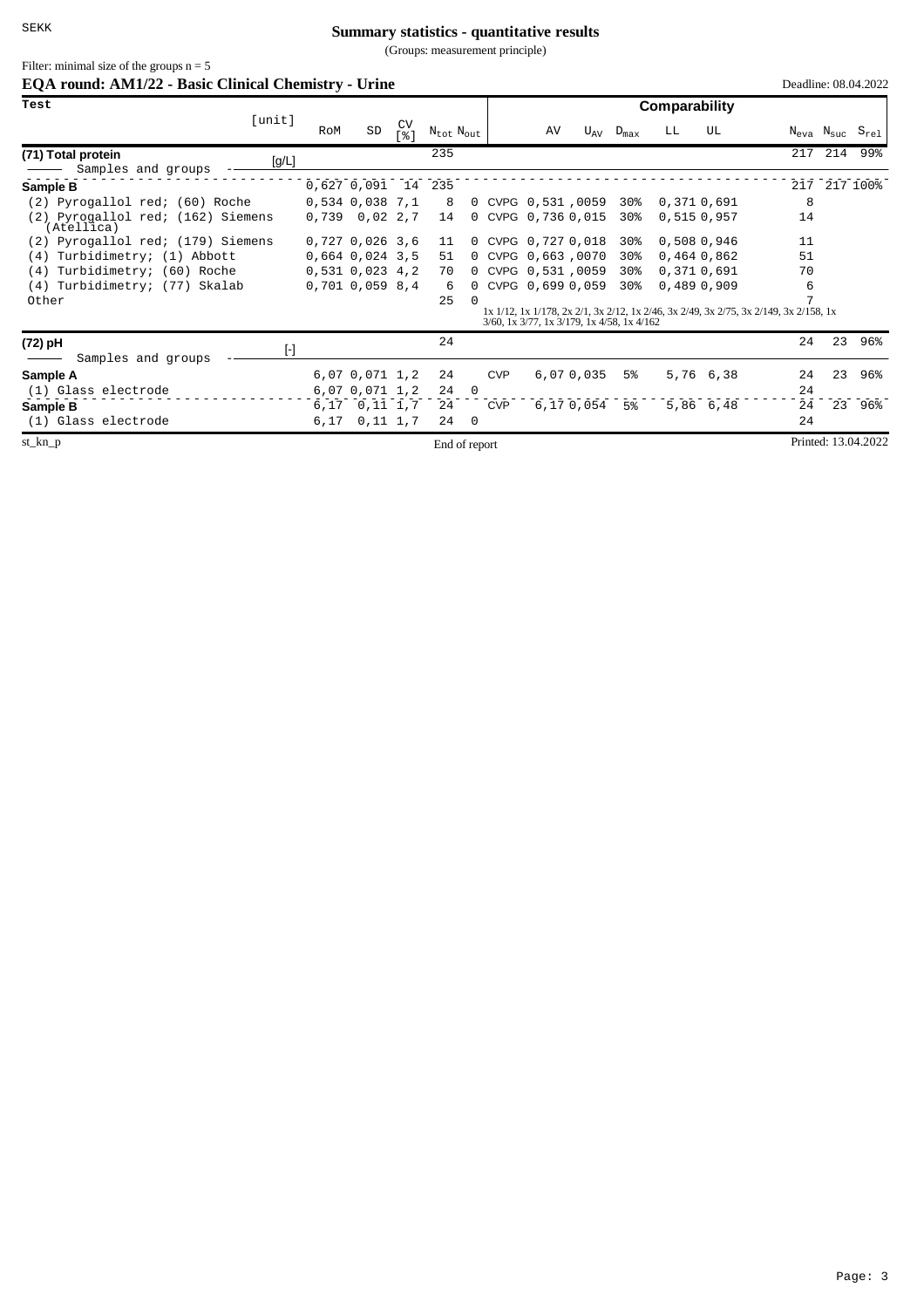SEKK

# Summary statistics - quantitative results

(Groups: measurement principle)

Filter: minimal size of the groups n = 5

## EQA round: AM1/22 - Basic Clinical Chemistry - Urine

Deadline: 08.04.2022

| Test [unit] | RoM | SD | CV [%] | $N_{tot}$ | $N_{out}$ | | AV | $U_{AV}$ | $D_{max}$ | LL | UL | $N_{eva}$ | $N_{suc}$ | $S_{rel}$ |
|---|---|---|---|---|---|---|---|---|---|---|---|---|---|---|
| **(71) Total protein** [g/L] — Samples and groups | | | | 235 | | | | | | | | 217 | 214 | 99% |
| **Sample B** | 0,627 | 0,091 | 14 | 235 | | | | | | | | 217 | 217 | 100% |
| (2) Pyrogallol red; (60) Roche | 0,534 | 0,038 | 7,1 | 8 | 0 | CVPG | 0,531 | ,0059 | 30% | 0,371 | 0,691 | 8 | | |
| (2) Pyrogallol red; (162) Siemens (Atellica) | 0,739 | 0,02 | 2,7 | 14 | 0 | CVPG | 0,736 | 0,015 | 30% | 0,515 | 0,957 | 14 | | |
| (2) Pyrogallol red; (179) Siemens | 0,727 | 0,026 | 3,6 | 11 | 0 | CVPG | 0,727 | 0,018 | 30% | 0,508 | 0,946 | 11 | | |
| (4) Turbidimetry; (1) Abbott | 0,664 | 0,024 | 3,5 | 51 | 0 | CVPG | 0,663 | ,0070 | 30% | 0,464 | 0,862 | 51 | | |
| (4) Turbidimetry; (60) Roche | 0,531 | 0,023 | 4,2 | 70 | 0 | CVPG | 0,531 | ,0059 | 30% | 0,371 | 0,691 | 70 | | |
| (4) Turbidimetry; (77) Skalab | 0,701 | 0,059 | 8,4 | 6 | 0 | CVPG | 0,699 | 0,059 | 30% | 0,489 | 0,909 | 6 | | |
| Other | | | | 25 | 0 | 1x 1/12, 1x 1/178, 2x 2/1, 3x 2/12, 1x 2/46, 3x 2/49, 3x 2/75, 3x 2/149, 3x 2/158, 1x 3/60, 1x 3/77, 1x 3/179, 1x 4/58, 1x 4/162 | | | | | | 7 | | |
| **(72) pH** [-] — Samples and groups | | | | 24 | | | | | | | | 24 | 23 | 96% |
| **Sample A** | 6,07 | 0,071 | 1,2 | 24 | | CVP | 6,07 | 0,035 | 5% | 5,76 | 6,38 | 24 | 23 | 96% |
| (1) Glass electrode | 6,07 | 0,071 | 1,2 | 24 | 0 | | | | | | | 24 | | |
| **Sample B** | 6,17 | 0,11 | 1,7 | 24 | | CVP | 6,17 | 0,054 | 5% | 5,86 | 6,48 | 24 | 23 | 96% |
| (1) Glass electrode | 6,17 | 0,11 | 1,7 | 24 | 0 | | | | | | | 24 | | |

st_kn_p — End of report — Printed: 13.04.2022